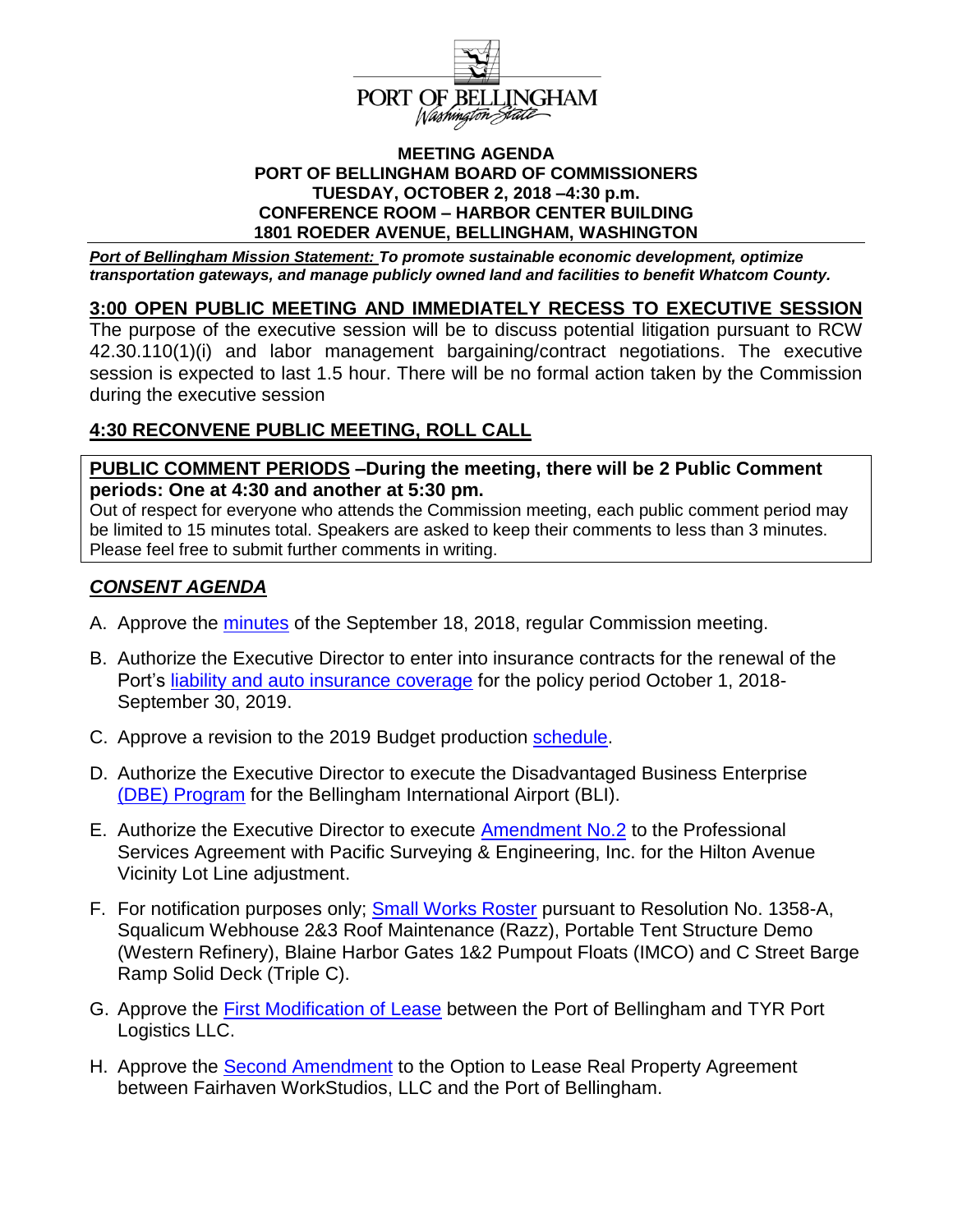PORT OF BELLINGHAM
*Washington State*

**MEETING AGENDA**
**PORT OF BELLINGHAM BOARD OF COMMISSIONERS**
**TUESDAY, OCTOBER 2, 2018 –4:30 p.m.**
**CONFERENCE ROOM – HARBOR CENTER BUILDING**
**1801 ROEDER AVENUE, BELLINGHAM, WASHINGTON**

***Port of Bellingham Mission Statement:*** ***To promote sustainable economic development, optimize transportation gateways, and manage publicly owned land and facilities to benefit Whatcom County.***

## 3:00 OPEN PUBLIC MEETING AND IMMEDIATELY RECESS TO EXECUTIVE SESSION

The purpose of the executive session will be to discuss potential litigation pursuant to RCW 42.30.110(1)(i) and labor management bargaining/contract negotiations. The executive session is expected to last 1.5 hour. There will be no formal action taken by the Commission during the executive session

## 4:30 RECONVENE PUBLIC MEETING, ROLL CALL

**PUBLIC COMMENT PERIODS –During the meeting, there will be 2 Public Comment periods: One at 4:30 and another at 5:30 pm.**

Out of respect for everyone who attends the Commission meeting, each public comment period may be limited to 15 minutes total. Speakers are asked to keep their comments to less than 3 minutes. Please feel free to submit further comments in writing.

## *CONSENT AGENDA*

A. Approve the minutes of the September 18, 2018, regular Commission meeting.

B. Authorize the Executive Director to enter into insurance contracts for the renewal of the Port's liability and auto insurance coverage for the policy period October 1, 2018-September 30, 2019.

C. Approve a revision to the 2019 Budget production schedule.

D. Authorize the Executive Director to execute the Disadvantaged Business Enterprise (DBE) Program for the Bellingham International Airport (BLI).

E. Authorize the Executive Director to execute Amendment No.2 to the Professional Services Agreement with Pacific Surveying & Engineering, Inc. for the Hilton Avenue Vicinity Lot Line adjustment.

F. For notification purposes only; Small Works Roster pursuant to Resolution No. 1358-A, Squalicum Webhouse 2&3 Roof Maintenance (Razz), Portable Tent Structure Demo (Western Refinery), Blaine Harbor Gates 1&2 Pumpout Floats (IMCO) and C Street Barge Ramp Solid Deck (Triple C).

G. Approve the First Modification of Lease between the Port of Bellingham and TYR Port Logistics LLC.

H. Approve the Second Amendment to the Option to Lease Real Property Agreement between Fairhaven WorkStudios, LLC and the Port of Bellingham.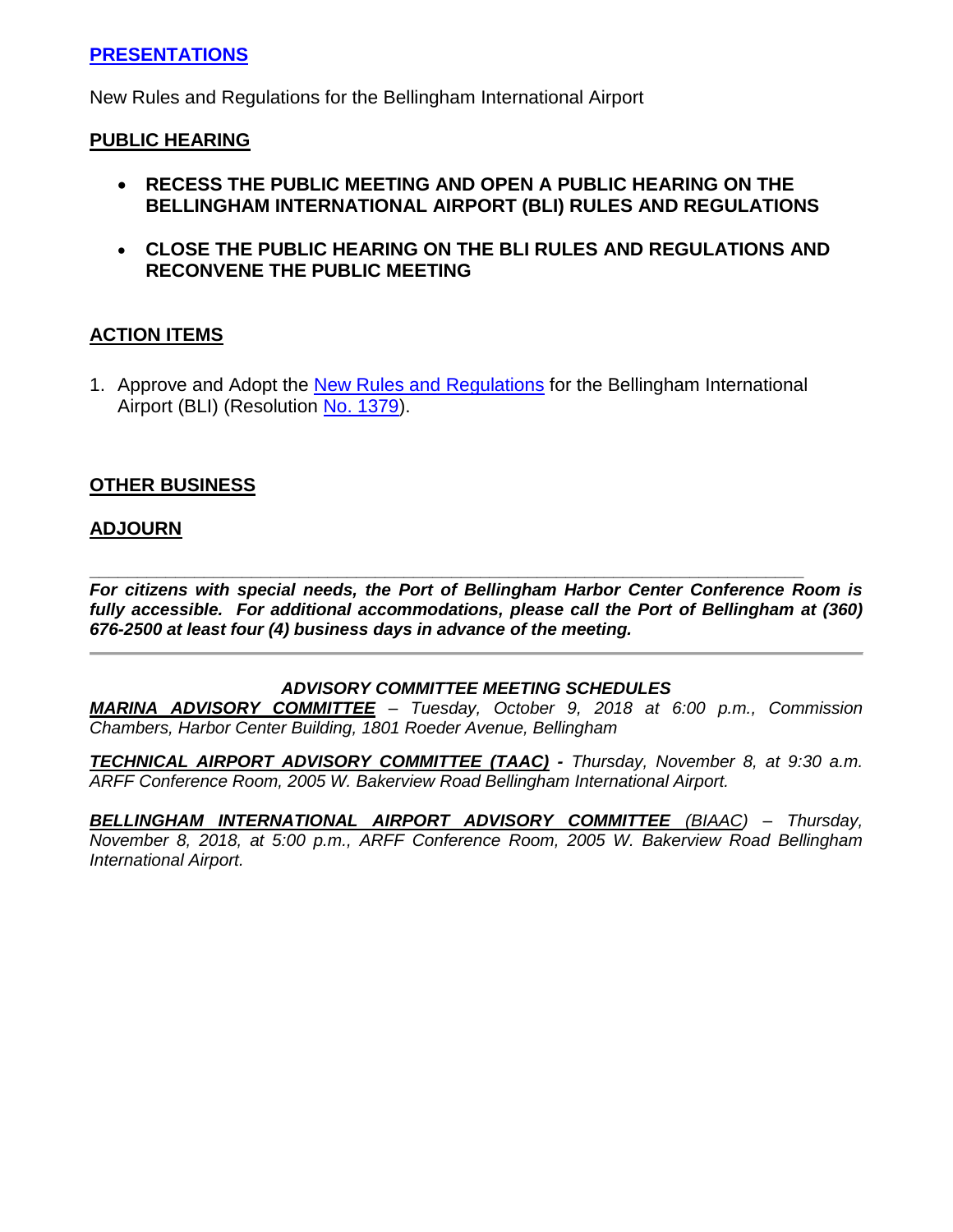## [PRESENTATIONS]

New Rules and Regulations for the Bellingham International Airport

## PUBLIC HEARING

- **RECESS THE PUBLIC MEETING AND OPEN A PUBLIC HEARING ON THE BELLINGHAM INTERNATIONAL AIRPORT (BLI) RULES AND REGULATIONS**
- **CLOSE THE PUBLIC HEARING ON THE BLI RULES AND REGULATIONS AND RECONVENE THE PUBLIC MEETING**

## ACTION ITEMS

1. Approve and Adopt the New Rules and Regulations for the Bellingham International Airport (BLI) (Resolution No. 1379).

## OTHER BUSINESS

## ADJOURN

---

***For citizens with special needs, the Port of Bellingham Harbor Center Conference Room is fully accessible. For additional accommodations, please call the Port of Bellingham at (360) 676-2500 at least four (4) business days in advance of the meeting.***

---

***ADVISORY COMMITTEE MEETING SCHEDULES***

***MARINA ADVISORY COMMITTEE*** *– Tuesday, October 9, 2018 at 6:00 p.m., Commission Chambers, Harbor Center Building, 1801 Roeder Avenue, Bellingham*

***TECHNICAL AIRPORT ADVISORY COMMITTEE (TAAC) -*** *Thursday, November 8, at 9:30 a.m. ARFF Conference Room, 2005 W. Bakerview Road Bellingham International Airport.*

***BELLINGHAM INTERNATIONAL AIRPORT ADVISORY COMMITTEE*** *(BIAAC) – Thursday, November 8, 2018, at 5:00 p.m., ARFF Conference Room, 2005 W. Bakerview Road Bellingham International Airport.*